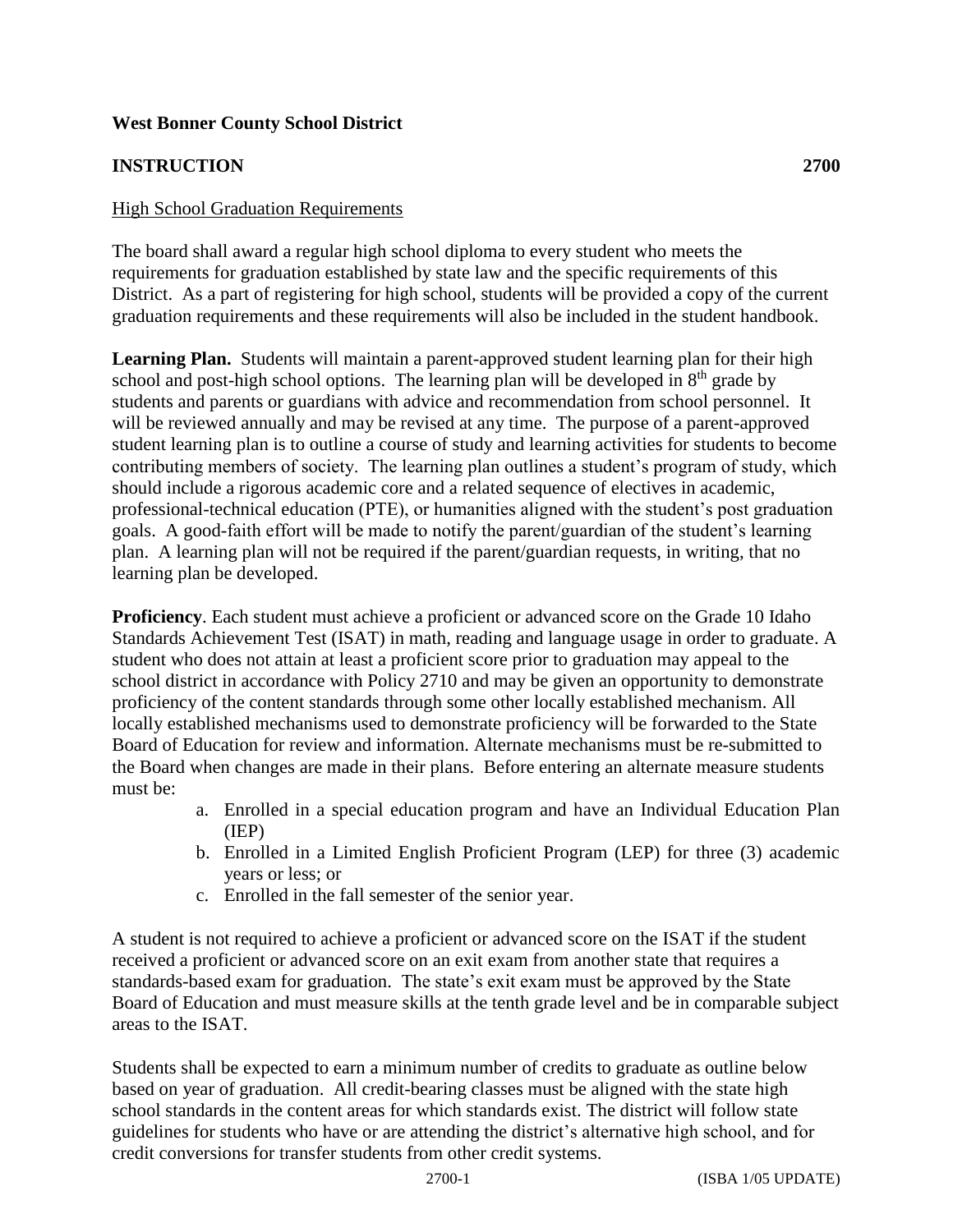**West Bonner County School District**

**INSTRUCTION 2700**

High School Graduation Requirements

The board shall award a regular high school diploma to every student who meets the requirements for graduation established by state law and the specific requirements of this District. As a part of registering for high school, students will be provided a copy of the current graduation requirements and these requirements will also be included in the student handbook.

**Learning Plan.** Students will maintain a parent-approved student learning plan for their high school and post-high school options. The learning plan will be developed in 8th grade by students and parents or guardians with advice and recommendation from school personnel. It will be reviewed annually and may be revised at any time. The purpose of a parent-approved student learning plan is to outline a course of study and learning activities for students to become contributing members of society. The learning plan outlines a student's program of study, which should include a rigorous academic core and a related sequence of electives in academic, professional-technical education (PTE), or humanities aligned with the student's post graduation goals. A good-faith effort will be made to notify the parent/guardian of the student's learning plan. A learning plan will not be required if the parent/guardian requests, in writing, that no learning plan be developed.

**Proficiency**. Each student must achieve a proficient or advanced score on the Grade 10 Idaho Standards Achievement Test (ISAT) in math, reading and language usage in order to graduate. A student who does not attain at least a proficient score prior to graduation may appeal to the school district in accordance with Policy 2710 and may be given an opportunity to demonstrate proficiency of the content standards through some other locally established mechanism. All locally established mechanisms used to demonstrate proficiency will be forwarded to the State Board of Education for review and information. Alternate mechanisms must be re-submitted to the Board when changes are made in their plans. Before entering an alternate measure students must be:

a. Enrolled in a special education program and have an Individual Education Plan (IEP)
b. Enrolled in a Limited English Proficient Program (LEP) for three (3) academic years or less; or
c. Enrolled in the fall semester of the senior year.

A student is not required to achieve a proficient or advanced score on the ISAT if the student received a proficient or advanced score on an exit exam from another state that requires a standards-based exam for graduation. The state's exit exam must be approved by the State Board of Education and must measure skills at the tenth grade level and be in comparable subject areas to the ISAT.

Students shall be expected to earn a minimum number of credits to graduate as outline below based on year of graduation. All credit-bearing classes must be aligned with the state high school standards in the content areas for which standards exist. The district will follow state guidelines for students who have or are attending the district's alternative high school, and for credit conversions for transfer students from other credit systems.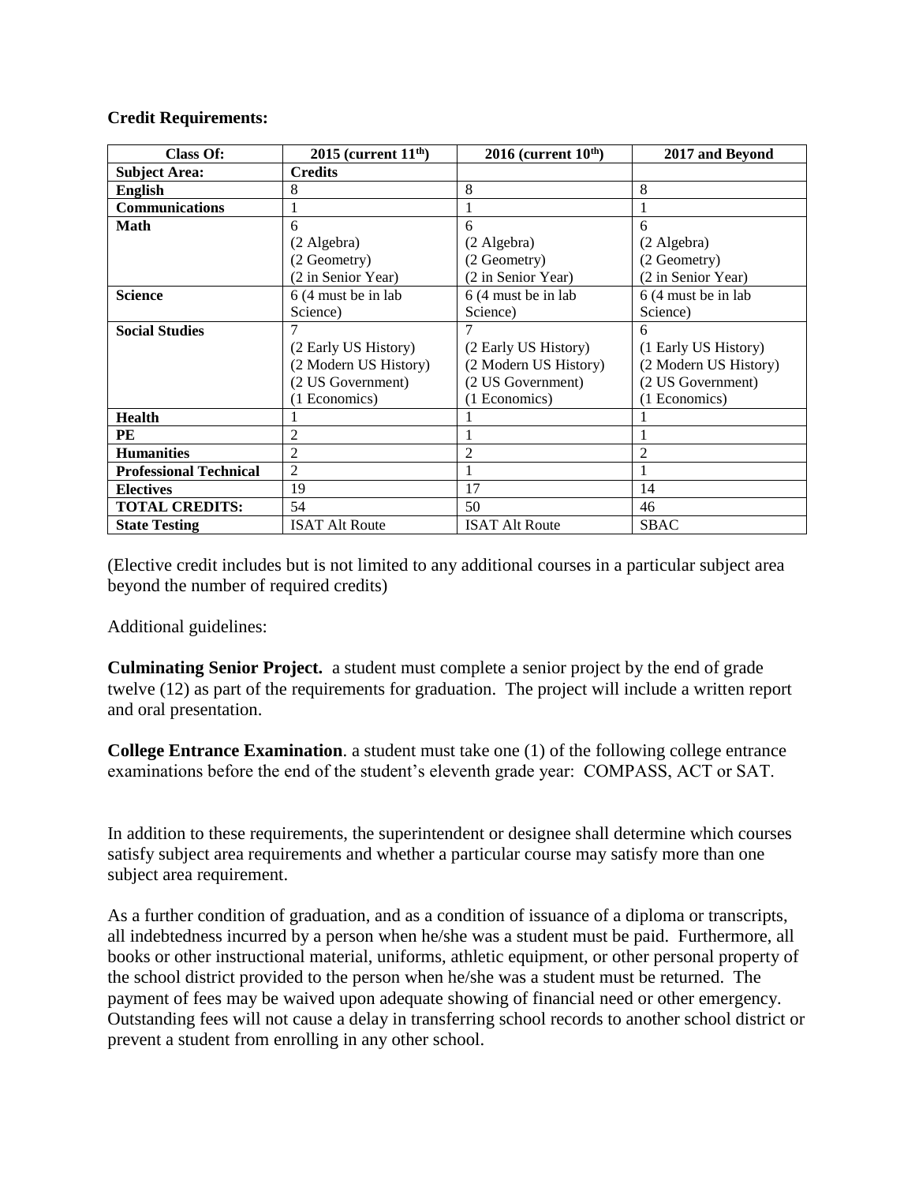**Credit Requirements:**

| Class Of: | 2015 (current 11th) | 2016 (current 10th) | 2017 and Beyond |
|---|---|---|---|
| **Subject Area:** | **Credits** | | |
| **English** | 8 | 8 | 8 |
| **Communications** | 1 | 1 | 1 |
| **Math** | 6<br>(2 Algebra)<br>(2 Geometry)<br>(2 in Senior Year) | 6<br>(2 Algebra)<br>(2 Geometry)<br>(2 in Senior Year) | 6<br>(2 Algebra)<br>(2 Geometry)<br>(2 in Senior Year) |
| **Science** | 6 (4 must be in lab Science) | 6 (4 must be in lab Science) | 6 (4 must be in lab Science) |
| **Social Studies** | 7<br>(2 Early US History)<br>(2 Modern US History)<br>(2 US Government)<br>(1 Economics) | 7<br>(2 Early US History)<br>(2 Modern US History)<br>(2 US Government)<br>(1 Economics) | 6<br>(1 Early US History)<br>(2 Modern US History)<br>(2 US Government)<br>(1 Economics) |
| **Health** | 1 | 1 | 1 |
| **PE** | 2 | 1 | 1 |
| **Humanities** | 2 | 2 | 2 |
| **Professional Technical** | 2 | 1 | 1 |
| **Electives** | 19 | 17 | 14 |
| **TOTAL CREDITS:** | 54 | 50 | 46 |
| **State Testing** | ISAT Alt Route | ISAT Alt Route | SBAC |

(Elective credit includes but is not limited to any additional courses in a particular subject area beyond the number of required credits)

Additional guidelines:

**Culminating Senior Project.** a student must complete a senior project by the end of grade twelve (12) as part of the requirements for graduation. The project will include a written report and oral presentation.

**College Entrance Examination**. a student must take one (1) of the following college entrance examinations before the end of the student's eleventh grade year: COMPASS, ACT or SAT.

In addition to these requirements, the superintendent or designee shall determine which courses satisfy subject area requirements and whether a particular course may satisfy more than one subject area requirement.

As a further condition of graduation, and as a condition of issuance of a diploma or transcripts, all indebtedness incurred by a person when he/she was a student must be paid. Furthermore, all books or other instructional material, uniforms, athletic equipment, or other personal property of the school district provided to the person when he/she was a student must be returned. The payment of fees may be waived upon adequate showing of financial need or other emergency. Outstanding fees will not cause a delay in transferring school records to another school district or prevent a student from enrolling in any other school.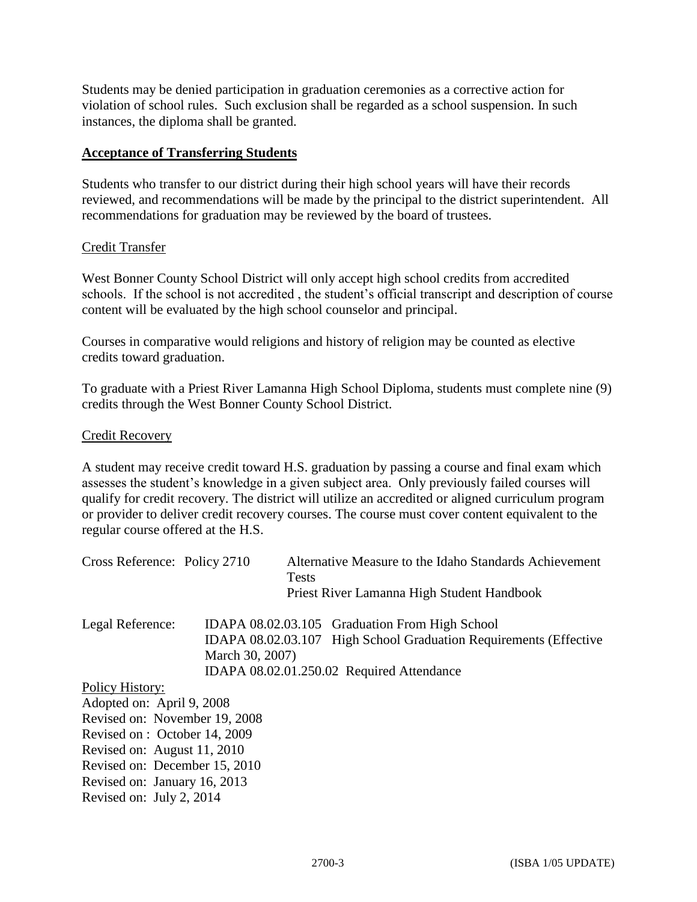Students may be denied participation in graduation ceremonies as a corrective action for violation of school rules. Such exclusion shall be regarded as a school suspension. In such instances, the diploma shall be granted.

## **Acceptance of Transferring Students**

Students who transfer to our district during their high school years will have their records reviewed, and recommendations will be made by the principal to the district superintendent. All recommendations for graduation may be reviewed by the board of trustees.

### Credit Transfer

West Bonner County School District will only accept high school credits from accredited schools. If the school is not accredited , the student's official transcript and description of course content will be evaluated by the high school counselor and principal.

Courses in comparative would religions and history of religion may be counted as elective credits toward graduation.

To graduate with a Priest River Lamanna High School Diploma, students must complete nine (9) credits through the West Bonner County School District.

### Credit Recovery

A student may receive credit toward H.S. graduation by passing a course and final exam which assesses the student's knowledge in a given subject area. Only previously failed courses will qualify for credit recovery. The district will utilize an accredited or aligned curriculum program or provider to deliver credit recovery courses. The course must cover content equivalent to the regular course offered at the H.S.

| | | |
|---|---|---|
| Cross Reference: | Policy 2710 | Alternative Measure to the Idaho Standards Achievement Tests |
| | | Priest River Lamanna High Student Handbook |

| | | |
|---|---|---|
| Legal Reference: | IDAPA 08.02.03.105 | Graduation From High School |
| | IDAPA 08.02.03.107 | High School Graduation Requirements (Effective March 30, 2007) |
| | IDAPA 08.02.01.250.02 | Required Attendance |

Policy History:
Adopted on: April 9, 2008
Revised on: November 19, 2008
Revised on : October 14, 2009
Revised on: August 11, 2010
Revised on: December 15, 2010
Revised on: January 16, 2013
Revised on: July 2, 2014

(ISBA 1/05 UPDATE)